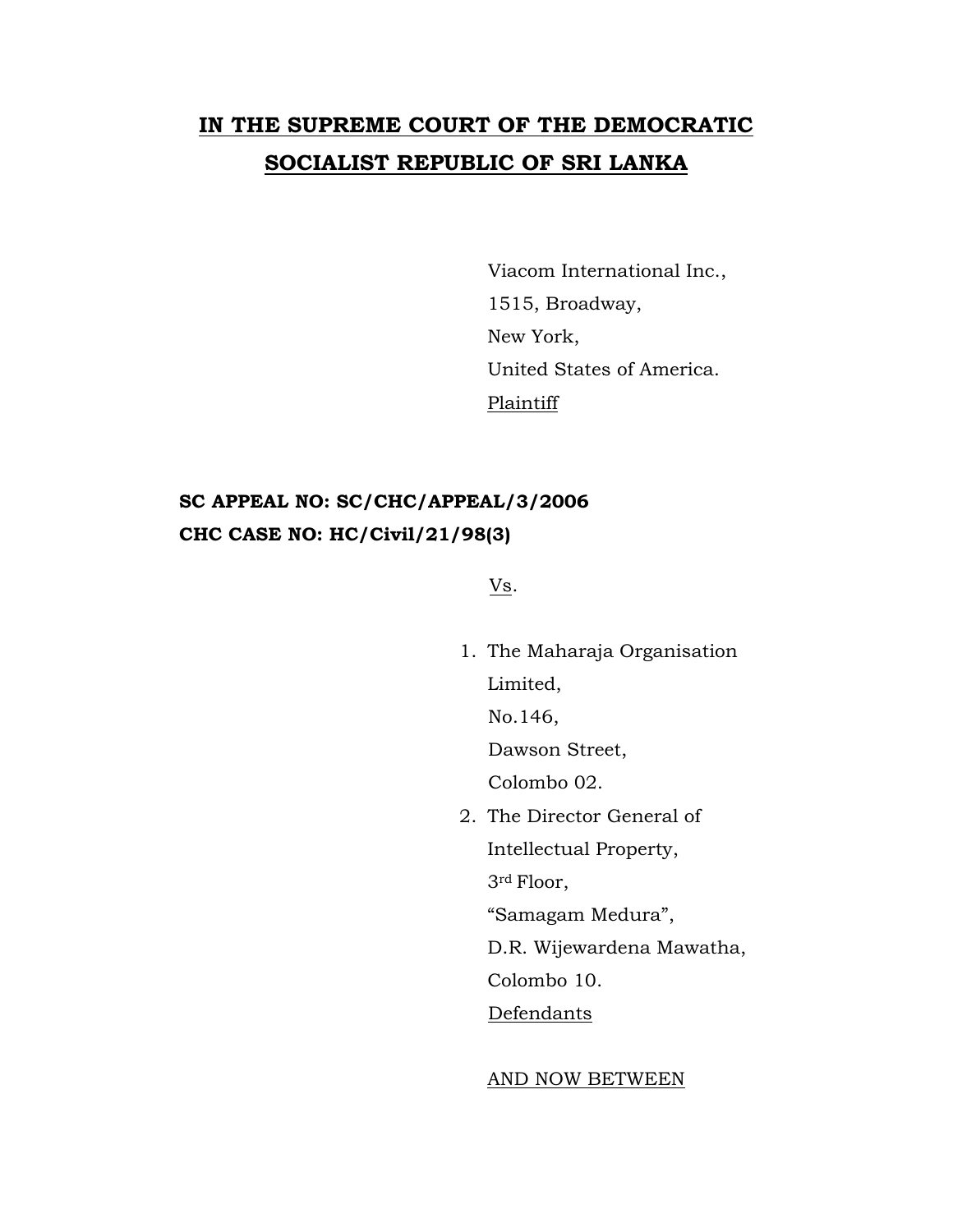# IN THE SUPREME COURT OF THE DEMOCRATIC SOCIALIST REPUBLIC OF SRI LANKA

Viacom International Inc.,
1515, Broadway,
New York,
United States of America.
Plaintiff

**SC APPEAL NO: SC/CHC/APPEAL/3/2006**
**CHC CASE NO: HC/Civil/21/98(3)**

Vs.

1. The Maharaja Organisation Limited,
   No.146,
   Dawson Street,
   Colombo 02.
2. The Director General of Intellectual Property,
   3rd Floor,
   "Samagam Medura",
   D.R. Wijewardena Mawatha,
   Colombo 10.
   Defendants

AND NOW BETWEEN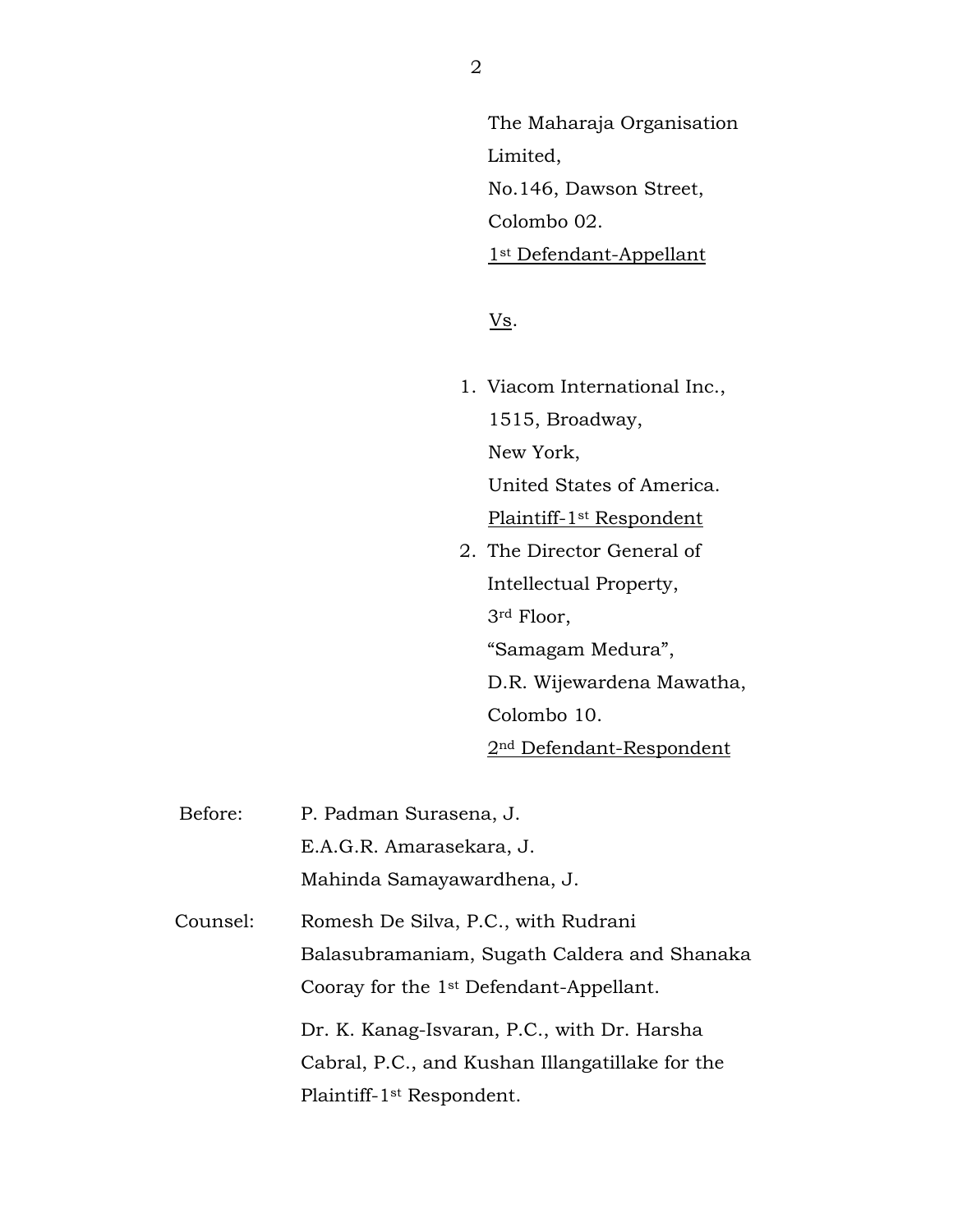The Maharaja Organisation Limited,
No.146, Dawson Street,
Colombo 02.
1st Defendant-Appellant

Vs.

1. Viacom International Inc.,
   1515, Broadway,
   New York,
   United States of America.
   Plaintiff-1st Respondent
2. The Director General of Intellectual Property,
   3rd Floor,
   "Samagam Medura",
   D.R. Wijewardena Mawatha,
   Colombo 10.
   2nd Defendant-Respondent

Before: P. Padman Surasena, J.
E.A.G.R. Amarasekara, J.
Mahinda Samayawardhena, J.

Counsel: Romesh De Silva, P.C., with Rudrani Balasubramaniam, Sugath Caldera and Shanaka Cooray for the 1st Defendant-Appellant.

Dr. K. Kanag-Isvaran, P.C., with Dr. Harsha Cabral, P.C., and Kushan Illangatillake for the Plaintiff-1st Respondent.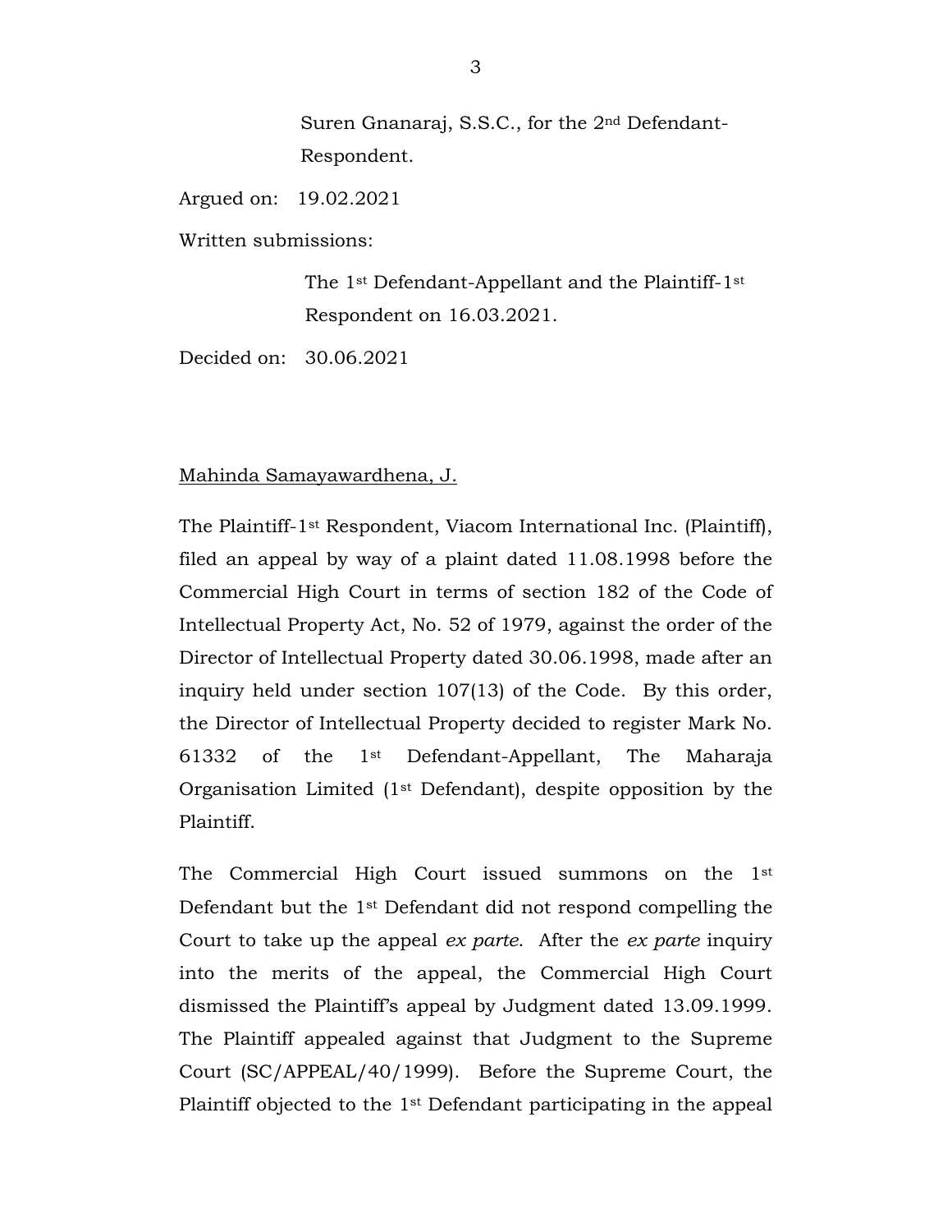Suren Gnanaraj, S.S.C., for the 2nd Defendant-Respondent.

Argued on: 19.02.2021

Written submissions:

The 1st Defendant-Appellant and the Plaintiff-1st Respondent on 16.03.2021.

Decided on: 30.06.2021

Mahinda Samayawardhena, J.

The Plaintiff-1st Respondent, Viacom International Inc. (Plaintiff), filed an appeal by way of a plaint dated 11.08.1998 before the Commercial High Court in terms of section 182 of the Code of Intellectual Property Act, No. 52 of 1979, against the order of the Director of Intellectual Property dated 30.06.1998, made after an inquiry held under section 107(13) of the Code. By this order, the Director of Intellectual Property decided to register Mark No. 61332 of the 1st Defendant-Appellant, The Maharaja Organisation Limited (1st Defendant), despite opposition by the Plaintiff.

The Commercial High Court issued summons on the 1st Defendant but the 1st Defendant did not respond compelling the Court to take up the appeal *ex parte*. After the *ex parte* inquiry into the merits of the appeal, the Commercial High Court dismissed the Plaintiff's appeal by Judgment dated 13.09.1999. The Plaintiff appealed against that Judgment to the Supreme Court (SC/APPEAL/40/1999). Before the Supreme Court, the Plaintiff objected to the 1st Defendant participating in the appeal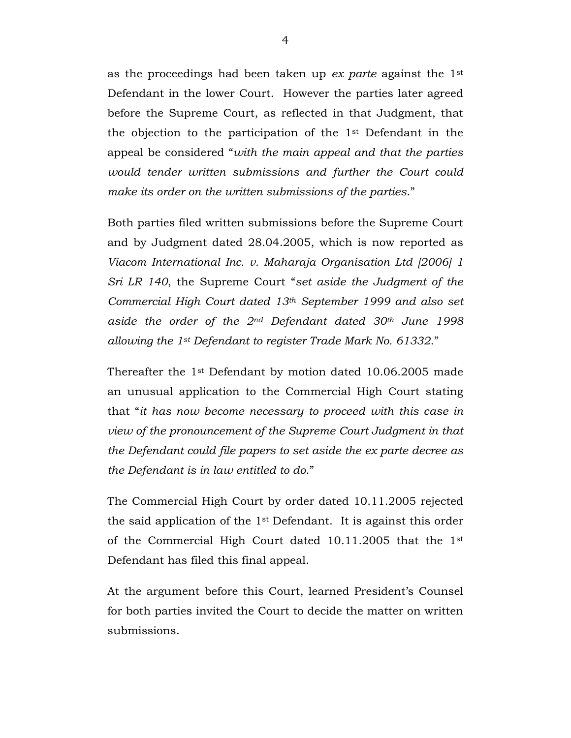as the proceedings had been taken up *ex parte* against the 1st Defendant in the lower Court. However the parties later agreed before the Supreme Court, as reflected in that Judgment, that the objection to the participation of the 1st Defendant in the appeal be considered "*with the main appeal and that the parties would tender written submissions and further the Court could make its order on the written submissions of the parties*."

Both parties filed written submissions before the Supreme Court and by Judgment dated 28.04.2005, which is now reported as *Viacom International Inc. v. Maharaja Organisation Ltd [2006] 1 Sri LR 140*, the Supreme Court "*set aside the Judgment of the Commercial High Court dated 13th September 1999 and also set aside the order of the 2nd Defendant dated 30th June 1998 allowing the 1st Defendant to register Trade Mark No. 61332*."

Thereafter the 1st Defendant by motion dated 10.06.2005 made an unusual application to the Commercial High Court stating that "*it has now become necessary to proceed with this case in view of the pronouncement of the Supreme Court Judgment in that the Defendant could file papers to set aside the ex parte decree as the Defendant is in law entitled to do*."

The Commercial High Court by order dated 10.11.2005 rejected the said application of the 1st Defendant. It is against this order of the Commercial High Court dated 10.11.2005 that the 1st Defendant has filed this final appeal.

At the argument before this Court, learned President's Counsel for both parties invited the Court to decide the matter on written submissions.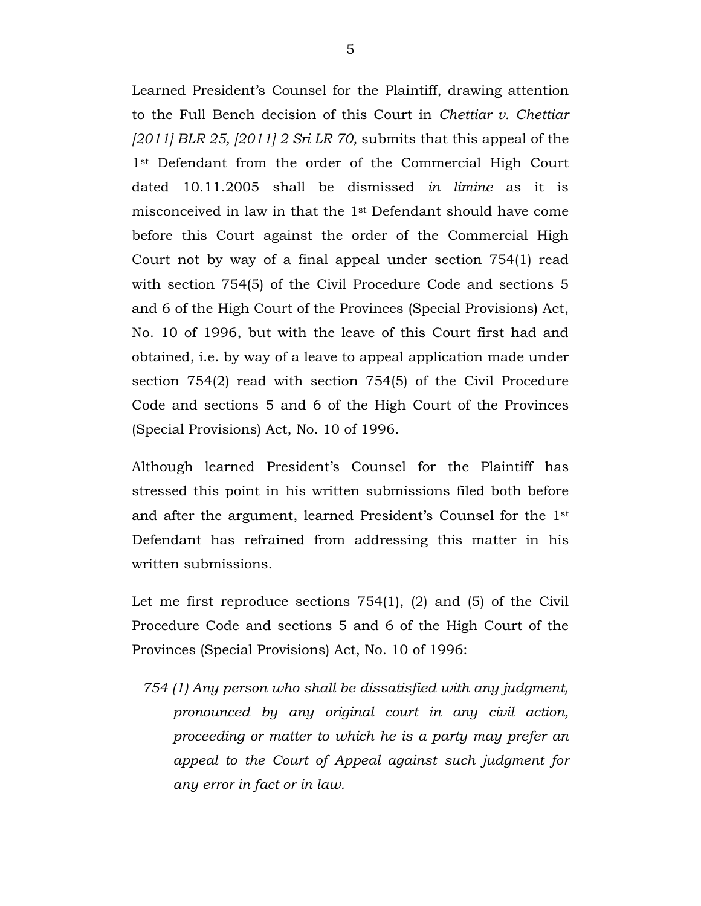Learned President's Counsel for the Plaintiff, drawing attention to the Full Bench decision of this Court in *Chettiar v. Chettiar [2011] BLR 25, [2011] 2 Sri LR 70,* submits that this appeal of the 1st Defendant from the order of the Commercial High Court dated 10.11.2005 shall be dismissed *in limine* as it is misconceived in law in that the 1st Defendant should have come before this Court against the order of the Commercial High Court not by way of a final appeal under section 754(1) read with section 754(5) of the Civil Procedure Code and sections 5 and 6 of the High Court of the Provinces (Special Provisions) Act, No. 10 of 1996, but with the leave of this Court first had and obtained, i.e. by way of a leave to appeal application made under section 754(2) read with section 754(5) of the Civil Procedure Code and sections 5 and 6 of the High Court of the Provinces (Special Provisions) Act, No. 10 of 1996.

Although learned President's Counsel for the Plaintiff has stressed this point in his written submissions filed both before and after the argument, learned President's Counsel for the 1st Defendant has refrained from addressing this matter in his written submissions.

Let me first reproduce sections 754(1), (2) and (5) of the Civil Procedure Code and sections 5 and 6 of the High Court of the Provinces (Special Provisions) Act, No. 10 of 1996:

> *754 (1) Any person who shall be dissatisfied with any judgment, pronounced by any original court in any civil action, proceeding or matter to which he is a party may prefer an appeal to the Court of Appeal against such judgment for any error in fact or in law.*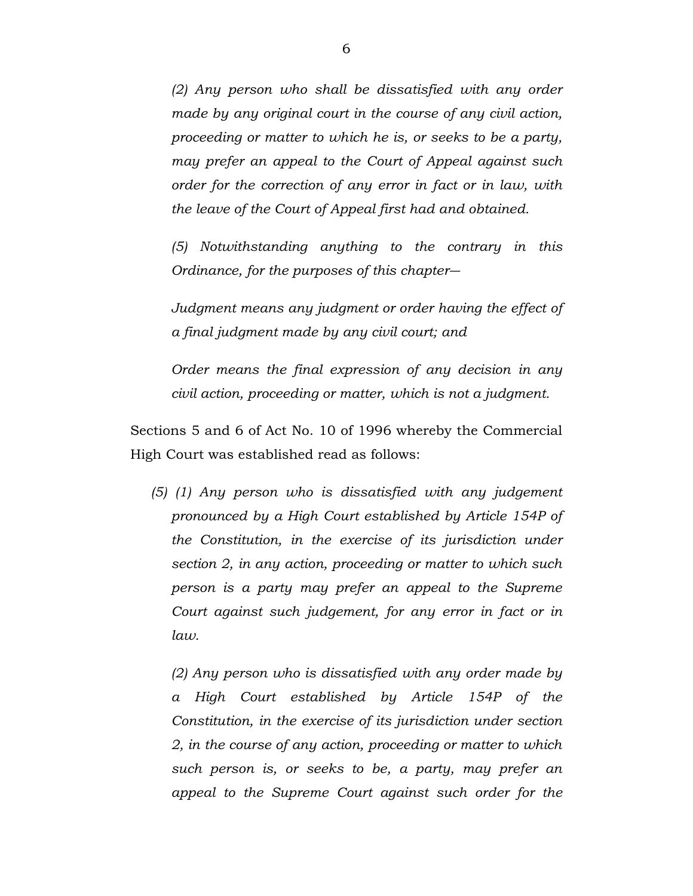*(2) Any person who shall be dissatisfied with any order made by any original court in the course of any civil action, proceeding or matter to which he is, or seeks to be a party, may prefer an appeal to the Court of Appeal against such order for the correction of any error in fact or in law, with the leave of the Court of Appeal first had and obtained.*

*(5) Notwithstanding anything to the contrary in this Ordinance, for the purposes of this chapter—*

*Judgment means any judgment or order having the effect of a final judgment made by any civil court; and*

*Order means the final expression of any decision in any civil action, proceeding or matter, which is not a judgment.*

Sections 5 and 6 of Act No. 10 of 1996 whereby the Commercial High Court was established read as follows:

*(5) (1) Any person who is dissatisfied with any judgement pronounced by a High Court established by Article 154P of the Constitution, in the exercise of its jurisdiction under section 2, in any action, proceeding or matter to which such person is a party may prefer an appeal to the Supreme Court against such judgement, for any error in fact or in law.*

*(2) Any person who is dissatisfied with any order made by a High Court established by Article 154P of the Constitution, in the exercise of its jurisdiction under section 2, in the course of any action, proceeding or matter to which such person is, or seeks to be, a party, may prefer an appeal to the Supreme Court against such order for the*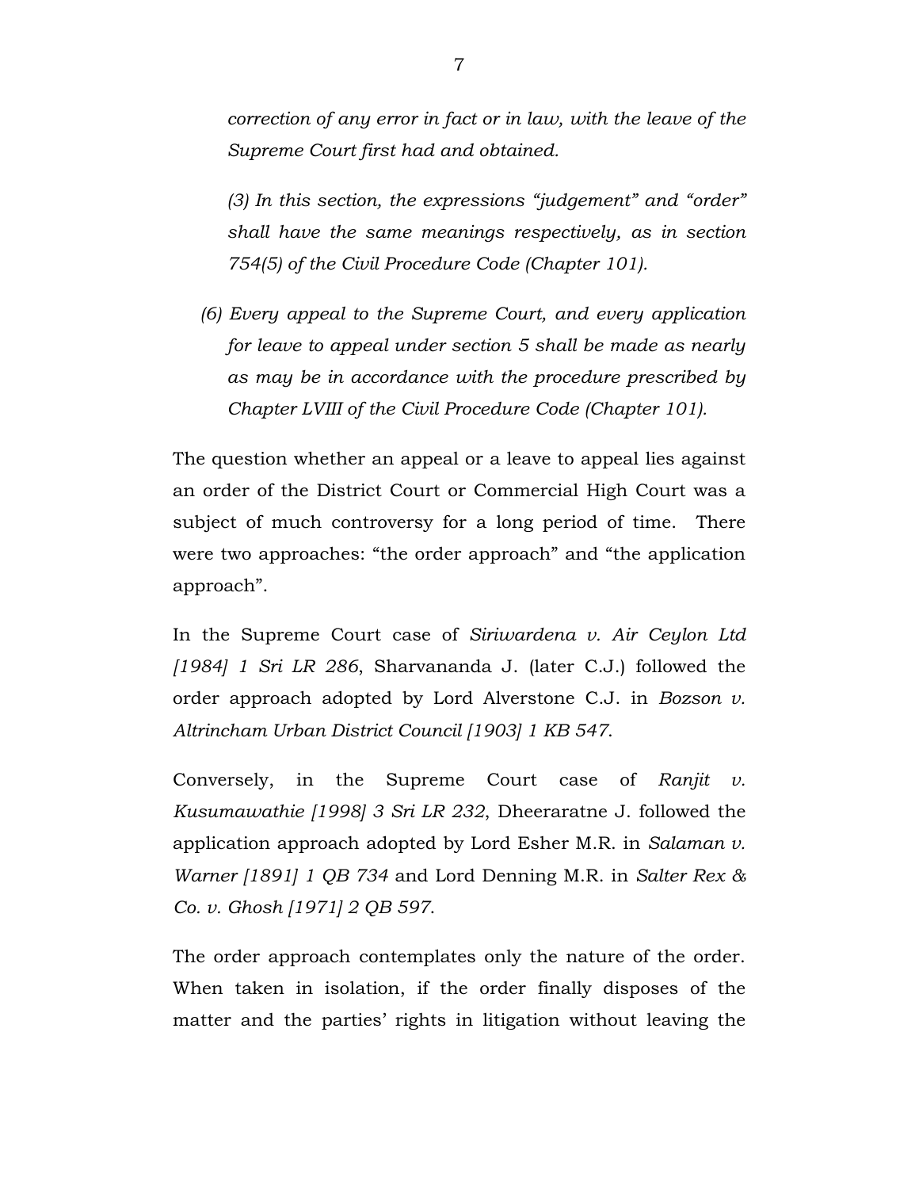*correction of any error in fact or in law, with the leave of the Supreme Court first had and obtained.*

*(3) In this section, the expressions "judgement" and "order" shall have the same meanings respectively, as in section 754(5) of the Civil Procedure Code (Chapter 101).*

*(6) Every appeal to the Supreme Court, and every application for leave to appeal under section 5 shall be made as nearly as may be in accordance with the procedure prescribed by Chapter LVIII of the Civil Procedure Code (Chapter 101).*

The question whether an appeal or a leave to appeal lies against an order of the District Court or Commercial High Court was a subject of much controversy for a long period of time. There were two approaches: "the order approach" and "the application approach".

In the Supreme Court case of *Siriwardena v. Air Ceylon Ltd [1984] 1 Sri LR 286*, Sharvananda J. (later C.J.) followed the order approach adopted by Lord Alverstone C.J. in *Bozson v. Altrincham Urban District Council [1903] 1 KB 547*.

Conversely, in the Supreme Court case of *Ranjit v. Kusumawathie [1998] 3 Sri LR 232*, Dheeraratne J. followed the application approach adopted by Lord Esher M.R. in *Salaman v. Warner [1891] 1 QB 734* and Lord Denning M.R. in *Salter Rex & Co. v. Ghosh [1971] 2 QB 597*.

The order approach contemplates only the nature of the order. When taken in isolation, if the order finally disposes of the matter and the parties' rights in litigation without leaving the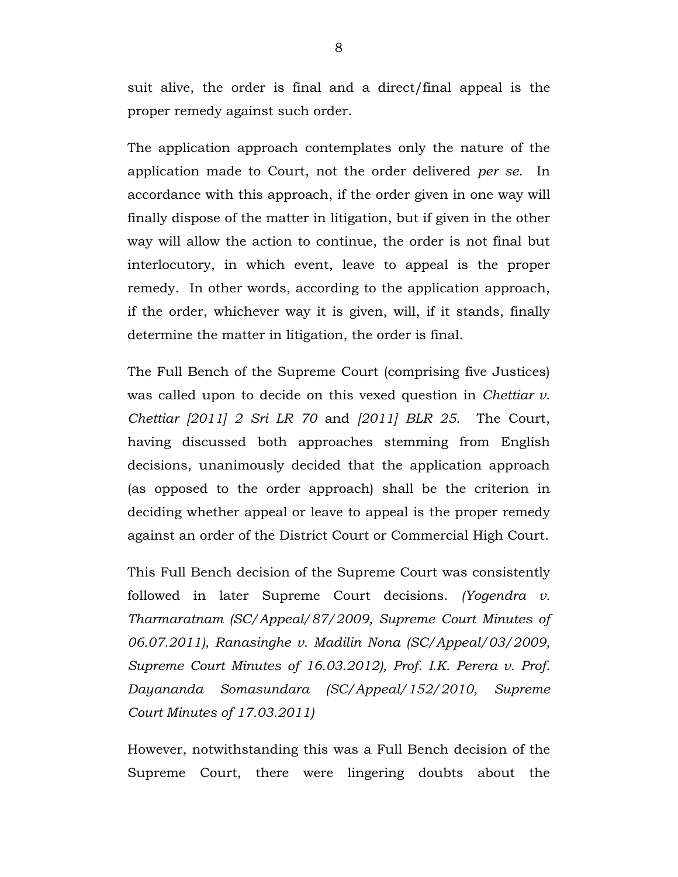suit alive, the order is final and a direct/final appeal is the proper remedy against such order.

The application approach contemplates only the nature of the application made to Court, not the order delivered *per se*. In accordance with this approach, if the order given in one way will finally dispose of the matter in litigation, but if given in the other way will allow the action to continue, the order is not final but interlocutory, in which event, leave to appeal is the proper remedy. In other words, according to the application approach, if the order, whichever way it is given, will, if it stands, finally determine the matter in litigation, the order is final.

The Full Bench of the Supreme Court (comprising five Justices) was called upon to decide on this vexed question in *Chettiar v. Chettiar [2011] 2 Sri LR 70* and *[2011] BLR 25*. The Court, having discussed both approaches stemming from English decisions, unanimously decided that the application approach (as opposed to the order approach) shall be the criterion in deciding whether appeal or leave to appeal is the proper remedy against an order of the District Court or Commercial High Court.

This Full Bench decision of the Supreme Court was consistently followed in later Supreme Court decisions. *(Yogendra v. Tharmaratnam (SC/Appeal/87/2009, Supreme Court Minutes of 06.07.2011), Ranasinghe v. Madilin Nona (SC/Appeal/03/2009, Supreme Court Minutes of 16.03.2012), Prof. I.K. Perera v. Prof. Dayananda Somasundara (SC/Appeal/152/2010, Supreme Court Minutes of 17.03.2011)*

However, notwithstanding this was a Full Bench decision of the Supreme Court, there were lingering doubts about the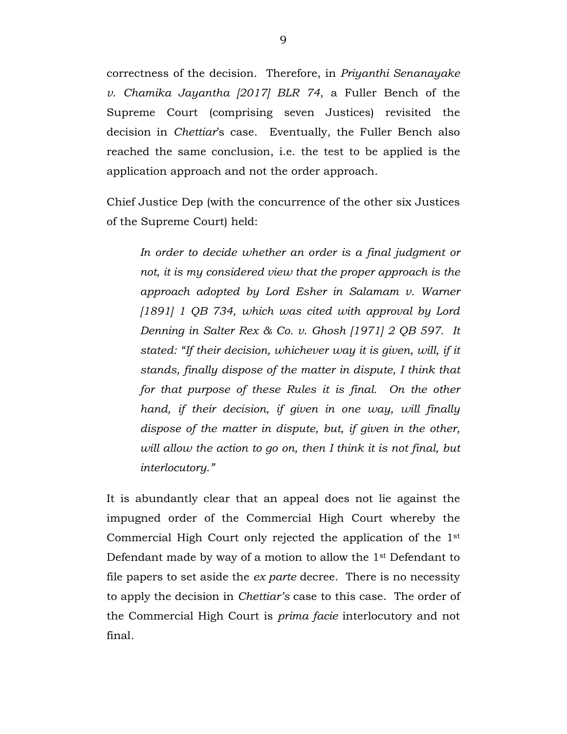correctness of the decision. Therefore, in *Priyanthi Senanayake v. Chamika Jayantha [2017] BLR 74*, a Fuller Bench of the Supreme Court (comprising seven Justices) revisited the decision in *Chettiar*'s case. Eventually, the Fuller Bench also reached the same conclusion, i.e. the test to be applied is the application approach and not the order approach.

Chief Justice Dep (with the concurrence of the other six Justices of the Supreme Court) held:

> *In order to decide whether an order is a final judgment or not, it is my considered view that the proper approach is the approach adopted by Lord Esher in Salamam v. Warner [1891] 1 QB 734, which was cited with approval by Lord Denning in Salter Rex & Co. v. Ghosh [1971] 2 QB 597. It stated: "If their decision, whichever way it is given, will, if it stands, finally dispose of the matter in dispute, I think that for that purpose of these Rules it is final. On the other hand, if their decision, if given in one way, will finally dispose of the matter in dispute, but, if given in the other, will allow the action to go on, then I think it is not final, but interlocutory."*

It is abundantly clear that an appeal does not lie against the impugned order of the Commercial High Court whereby the Commercial High Court only rejected the application of the 1st Defendant made by way of a motion to allow the 1st Defendant to file papers to set aside the *ex parte* decree. There is no necessity to apply the decision in *Chettiar's* case to this case. The order of the Commercial High Court is *prima facie* interlocutory and not final.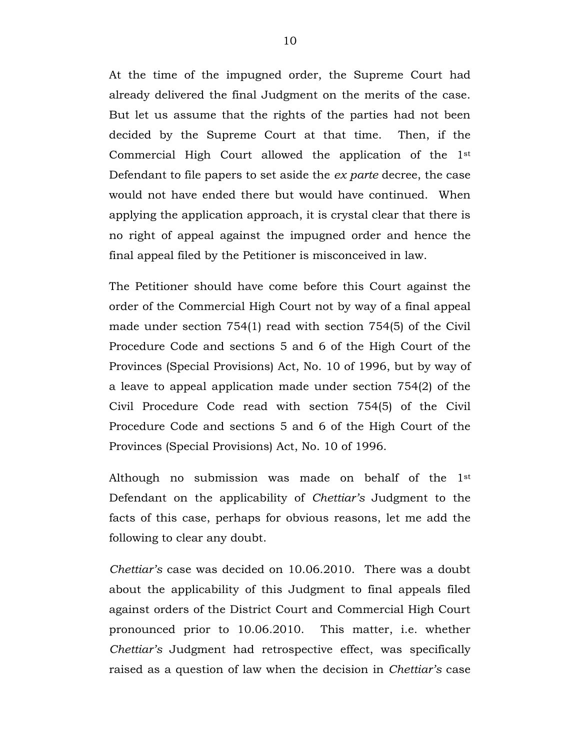At the time of the impugned order, the Supreme Court had already delivered the final Judgment on the merits of the case. But let us assume that the rights of the parties had not been decided by the Supreme Court at that time. Then, if the Commercial High Court allowed the application of the 1st Defendant to file papers to set aside the *ex parte* decree, the case would not have ended there but would have continued. When applying the application approach, it is crystal clear that there is no right of appeal against the impugned order and hence the final appeal filed by the Petitioner is misconceived in law.

The Petitioner should have come before this Court against the order of the Commercial High Court not by way of a final appeal made under section 754(1) read with section 754(5) of the Civil Procedure Code and sections 5 and 6 of the High Court of the Provinces (Special Provisions) Act, No. 10 of 1996, but by way of a leave to appeal application made under section 754(2) of the Civil Procedure Code read with section 754(5) of the Civil Procedure Code and sections 5 and 6 of the High Court of the Provinces (Special Provisions) Act, No. 10 of 1996.

Although no submission was made on behalf of the 1st Defendant on the applicability of *Chettiar's* Judgment to the facts of this case, perhaps for obvious reasons, let me add the following to clear any doubt.

*Chettiar's* case was decided on 10.06.2010. There was a doubt about the applicability of this Judgment to final appeals filed against orders of the District Court and Commercial High Court pronounced prior to 10.06.2010. This matter, i.e. whether *Chettiar's* Judgment had retrospective effect, was specifically raised as a question of law when the decision in *Chettiar's* case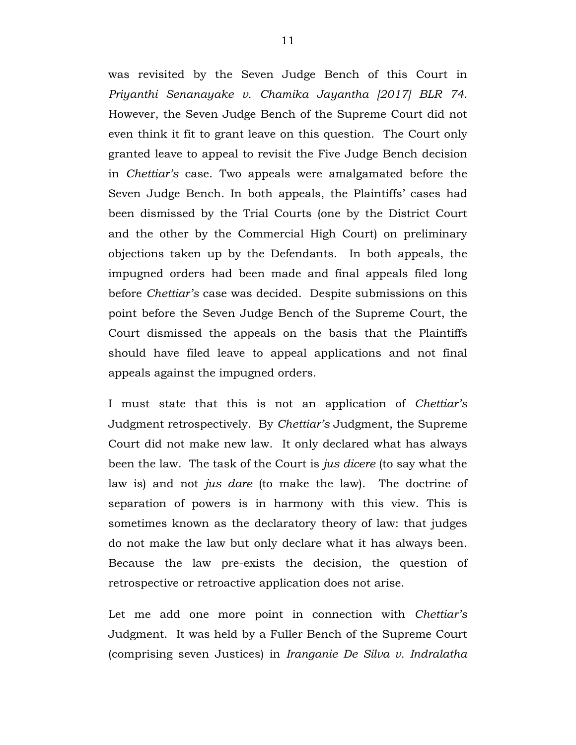was revisited by the Seven Judge Bench of this Court in *Priyanthi Senanayake v. Chamika Jayantha [2017] BLR 74*. However, the Seven Judge Bench of the Supreme Court did not even think it fit to grant leave on this question. The Court only granted leave to appeal to revisit the Five Judge Bench decision in *Chettiar's* case. Two appeals were amalgamated before the Seven Judge Bench. In both appeals, the Plaintiffs' cases had been dismissed by the Trial Courts (one by the District Court and the other by the Commercial High Court) on preliminary objections taken up by the Defendants. In both appeals, the impugned orders had been made and final appeals filed long before *Chettiar's* case was decided. Despite submissions on this point before the Seven Judge Bench of the Supreme Court, the Court dismissed the appeals on the basis that the Plaintiffs should have filed leave to appeal applications and not final appeals against the impugned orders.

I must state that this is not an application of *Chettiar's* Judgment retrospectively. By *Chettiar's* Judgment, the Supreme Court did not make new law. It only declared what has always been the law. The task of the Court is *jus dicere* (to say what the law is) and not *jus dare* (to make the law). The doctrine of separation of powers is in harmony with this view. This is sometimes known as the declaratory theory of law: that judges do not make the law but only declare what it has always been. Because the law pre-exists the decision, the question of retrospective or retroactive application does not arise.

Let me add one more point in connection with *Chettiar's* Judgment. It was held by a Fuller Bench of the Supreme Court (comprising seven Justices) in *Iranganie De Silva v. Indralatha*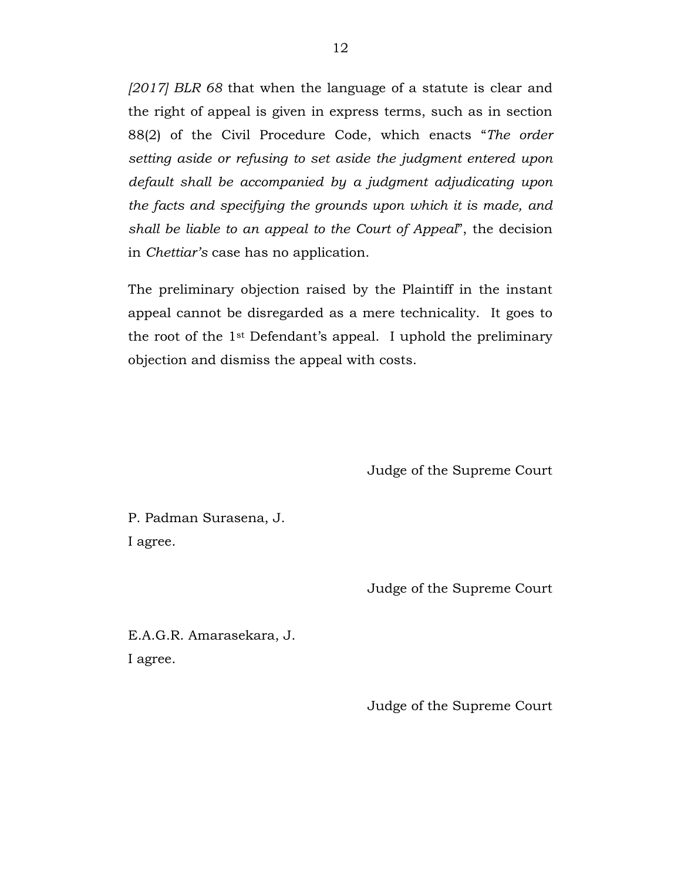*[2017] BLR 68* that when the language of a statute is clear and the right of appeal is given in express terms, such as in section 88(2) of the Civil Procedure Code, which enacts "*The order setting aside or refusing to set aside the judgment entered upon default shall be accompanied by a judgment adjudicating upon the facts and specifying the grounds upon which it is made, and shall be liable to an appeal to the Court of Appeal*", the decision in *Chettiar's* case has no application.

The preliminary objection raised by the Plaintiff in the instant appeal cannot be disregarded as a mere technicality. It goes to the root of the 1st Defendant's appeal. I uphold the preliminary objection and dismiss the appeal with costs.

Judge of the Supreme Court

P. Padman Surasena, J.

I agree.

Judge of the Supreme Court

E.A.G.R. Amarasekara, J.

I agree.

Judge of the Supreme Court